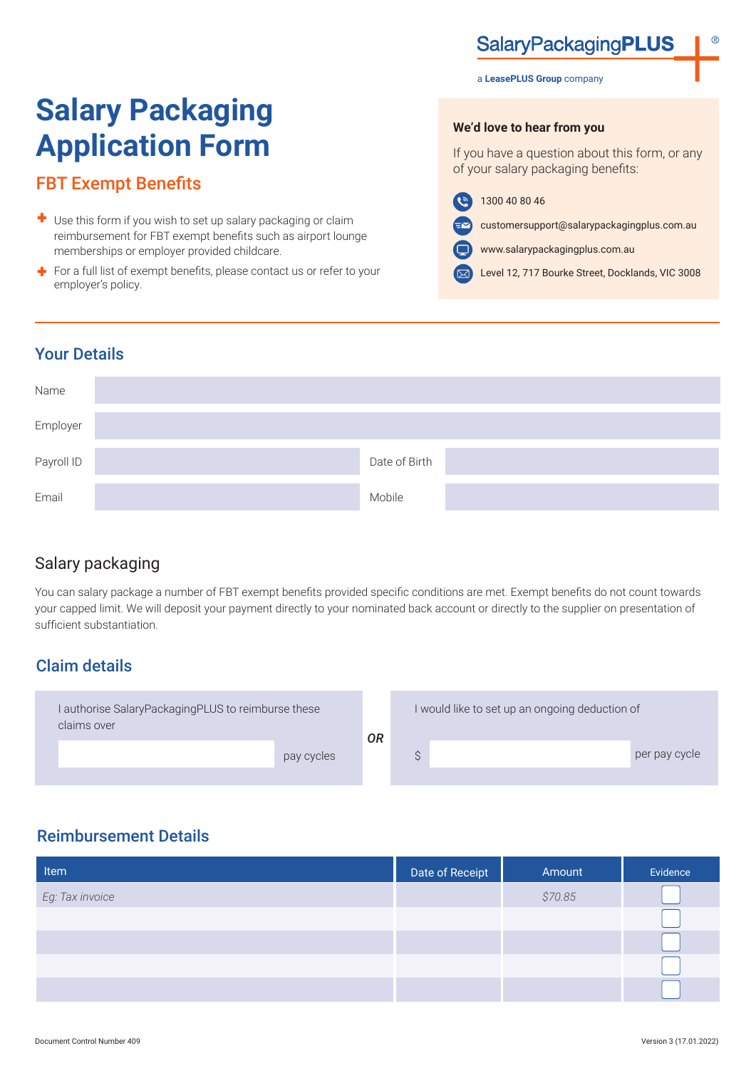SalaryPackagingPLUS®

a LeasePLUS Group company

# Salary Packaging Application Form

## FBT Exempt Benefits

- Use this form if you wish to set up salary packaging or claim reimbursement for FBT exempt benefits such as airport lounge memberships or employer provided childcare.
- For a full list of exempt benefits, please contact us or refer to your employer's policy.

**We'd love to hear from you**

If you have a question about this form, or any of your salary packaging benefits:

- 1300 40 80 46
- customersupport@salarypackagingplus.com.au
- www.salarypackagingplus.com.au
- Level 12, 717 Bourke Street, Docklands, VIC 3008

## Your Details

| | | | |
|---|---|---|---|
| Name | | | |
| Employer | | | |
| Payroll ID | | Date of Birth | |
| Email | | Mobile | |

### Salary packaging

You can salary package a number of FBT exempt benefits provided specific conditions are met. Exempt benefits do not count towards your capped limit. We will deposit your payment directly to your nominated back account or directly to the supplier on presentation of sufficient substantiation.

## Claim details

I authorise SalaryPackagingPLUS to reimburse these claims over ______ pay cycles

**OR**

I would like to set up an ongoing deduction of $ ______ per pay cycle

## Reimbursement Details

| Item | Date of Receipt | Amount | Evidence |
|---|---|---|---|
| *Eg: Tax invoice* | | *$70.85* | ☐ |
| | | | ☐ |
| | | | ☐ |
| | | | ☐ |
| | | | ☐ |

Document Control Number 409

Version 3 (17.01.2022)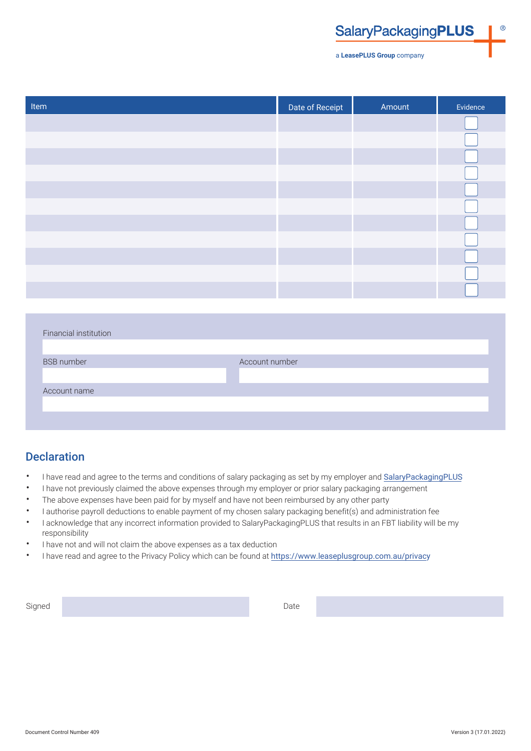SalaryPackagingPLUS

a LeasePLUS Group company

| Item | Date of Receipt | Amount | Evidence |
| --- | --- | --- | --- |
| | | | ☐ |
| | | | ☐ |
| | | | ☐ |
| | | | ☐ |
| | | | ☐ |
| | | | ☐ |
| | | | ☐ |
| | | | ☐ |
| | | | ☐ |
| | | | ☐ |
| | | | ☐ |

Financial institution

BSB number

Account number

Account name

## Declaration

- I have read and agree to the terms and conditions of salary packaging as set by my employer and SalaryPackagingPLUS
- I have not previously claimed the above expenses through my employer or prior salary packaging arrangement
- The above expenses have been paid for by myself and have not been reimbursed by any other party
- I authorise payroll deductions to enable payment of my chosen salary packaging benefit(s) and administration fee
- I acknowledge that any incorrect information provided to SalaryPackagingPLUS that results in an FBT liability will be my responsibility
- I have not and will not claim the above expenses as a tax deduction
- I have read and agree to the Privacy Policy which can be found at https://www.leaseplusgroup.com.au/privacy

Signed

Date

Document Control Number 409

Version 3 (17.01.2022)